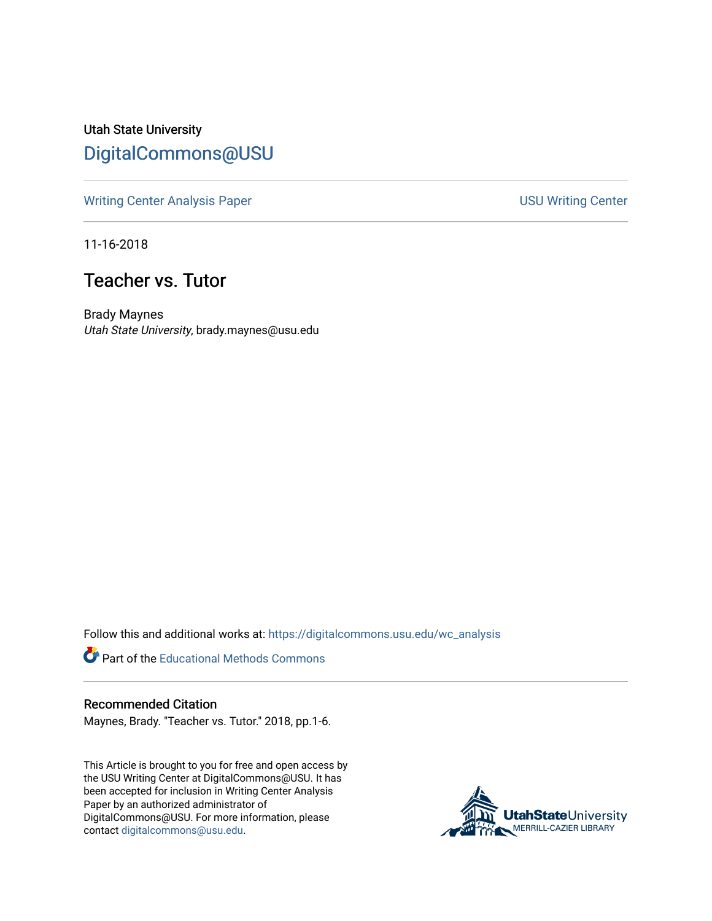Utah State University

## DigitalCommons@USU

Writing Center Analysis Paper | USU Writing Center

11-16-2018

# Teacher vs. Tutor

Brady Maynes
*Utah State University*, brady.maynes@usu.edu

Follow this and additional works at: https://digitalcommons.usu.edu/wc_analysis

Part of the Educational Methods Commons

### Recommended Citation

Maynes, Brady. "Teacher vs. Tutor." 2018, pp.1-6.

This Article is brought to you for free and open access by the USU Writing Center at DigitalCommons@USU. It has been accepted for inclusion in Writing Center Analysis Paper by an authorized administrator of DigitalCommons@USU. For more information, please contact digitalcommons@usu.edu.

UtahStateUniversity
MERRILL-CAZIER LIBRARY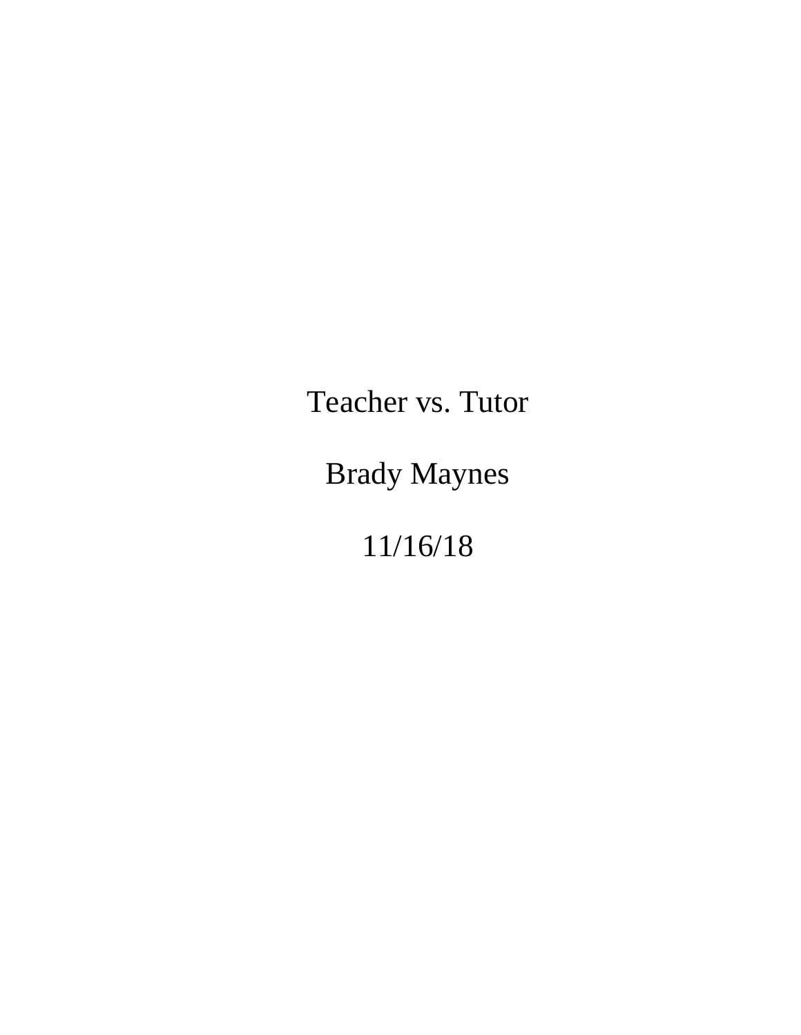# Teacher vs. Tutor

Brady Maynes

11/16/18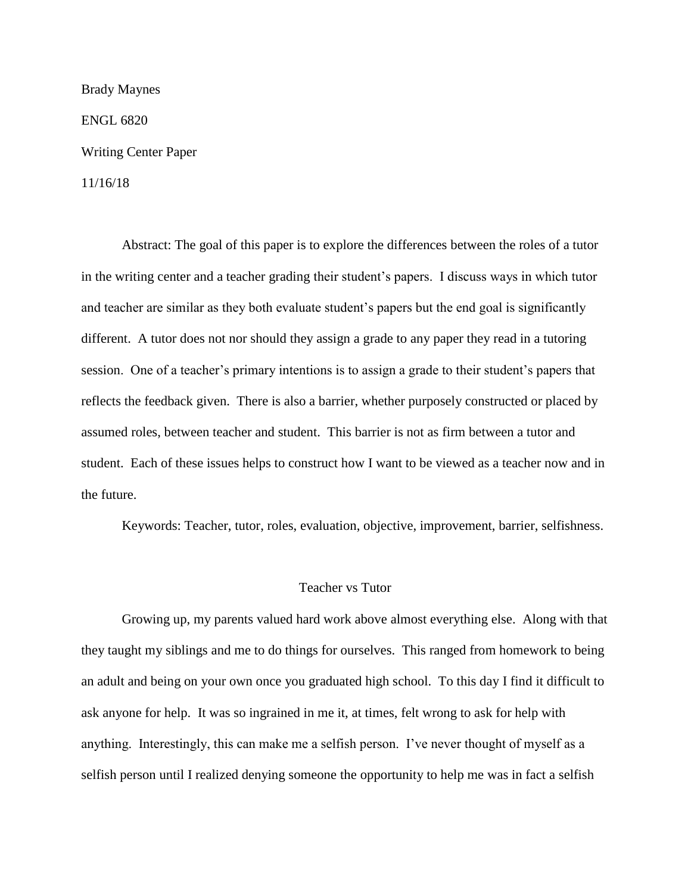Brady Maynes

ENGL 6820

Writing Center Paper

11/16/18

Abstract: The goal of this paper is to explore the differences between the roles of a tutor in the writing center and a teacher grading their student's papers. I discuss ways in which tutor and teacher are similar as they both evaluate student's papers but the end goal is significantly different. A tutor does not nor should they assign a grade to any paper they read in a tutoring session. One of a teacher's primary intentions is to assign a grade to their student's papers that reflects the feedback given. There is also a barrier, whether purposely constructed or placed by assumed roles, between teacher and student. This barrier is not as firm between a tutor and student. Each of these issues helps to construct how I want to be viewed as a teacher now and in the future.

Keywords: Teacher, tutor, roles, evaluation, objective, improvement, barrier, selfishness.

## Teacher vs Tutor

Growing up, my parents valued hard work above almost everything else. Along with that they taught my siblings and me to do things for ourselves. This ranged from homework to being an adult and being on your own once you graduated high school. To this day I find it difficult to ask anyone for help. It was so ingrained in me it, at times, felt wrong to ask for help with anything. Interestingly, this can make me a selfish person. I've never thought of myself as a selfish person until I realized denying someone the opportunity to help me was in fact a selfish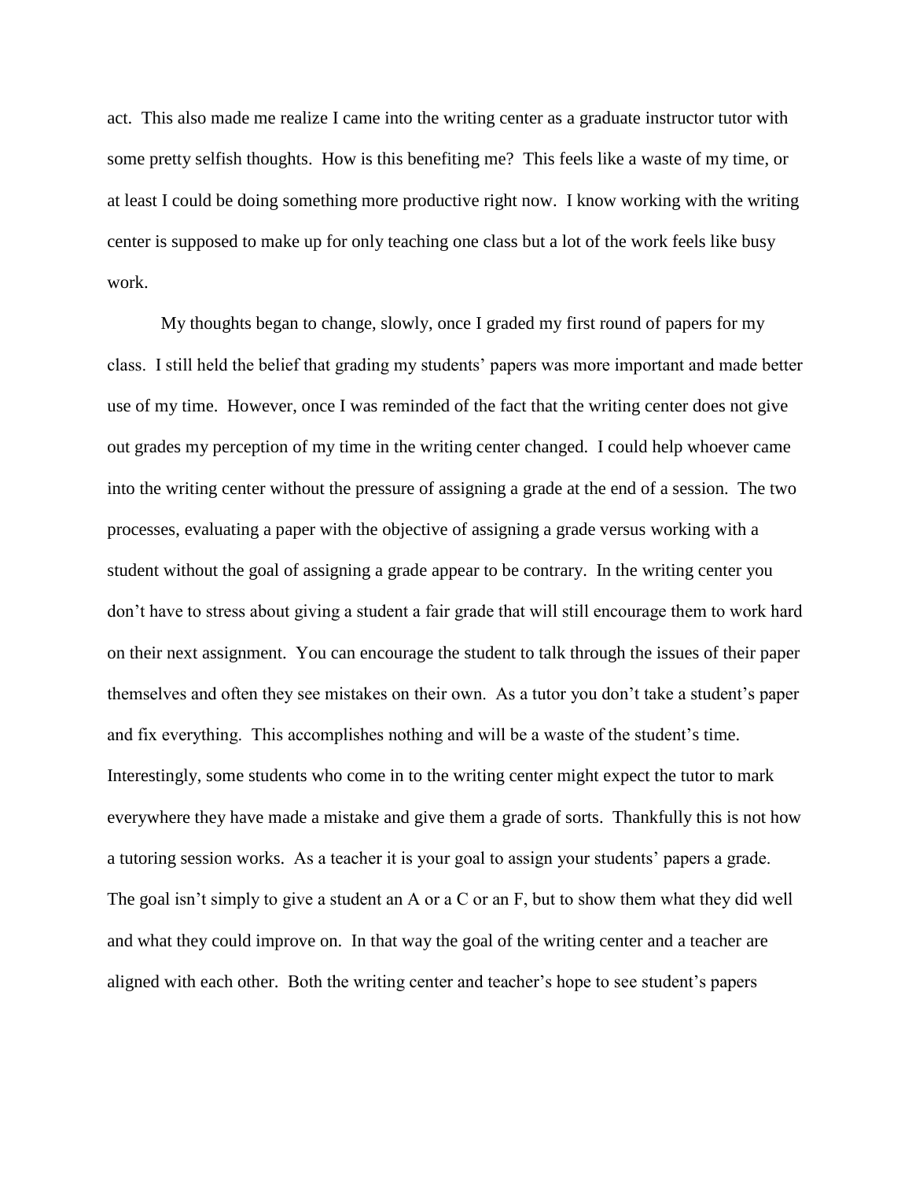act. This also made me realize I came into the writing center as a graduate instructor tutor with some pretty selfish thoughts. How is this benefiting me? This feels like a waste of my time, or at least I could be doing something more productive right now. I know working with the writing center is supposed to make up for only teaching one class but a lot of the work feels like busy work.

My thoughts began to change, slowly, once I graded my first round of papers for my class. I still held the belief that grading my students' papers was more important and made better use of my time. However, once I was reminded of the fact that the writing center does not give out grades my perception of my time in the writing center changed. I could help whoever came into the writing center without the pressure of assigning a grade at the end of a session. The two processes, evaluating a paper with the objective of assigning a grade versus working with a student without the goal of assigning a grade appear to be contrary. In the writing center you don't have to stress about giving a student a fair grade that will still encourage them to work hard on their next assignment. You can encourage the student to talk through the issues of their paper themselves and often they see mistakes on their own. As a tutor you don't take a student's paper and fix everything. This accomplishes nothing and will be a waste of the student's time. Interestingly, some students who come in to the writing center might expect the tutor to mark everywhere they have made a mistake and give them a grade of sorts. Thankfully this is not how a tutoring session works. As a teacher it is your goal to assign your students' papers a grade. The goal isn't simply to give a student an A or a C or an F, but to show them what they did well and what they could improve on. In that way the goal of the writing center and a teacher are aligned with each other. Both the writing center and teacher's hope to see student's papers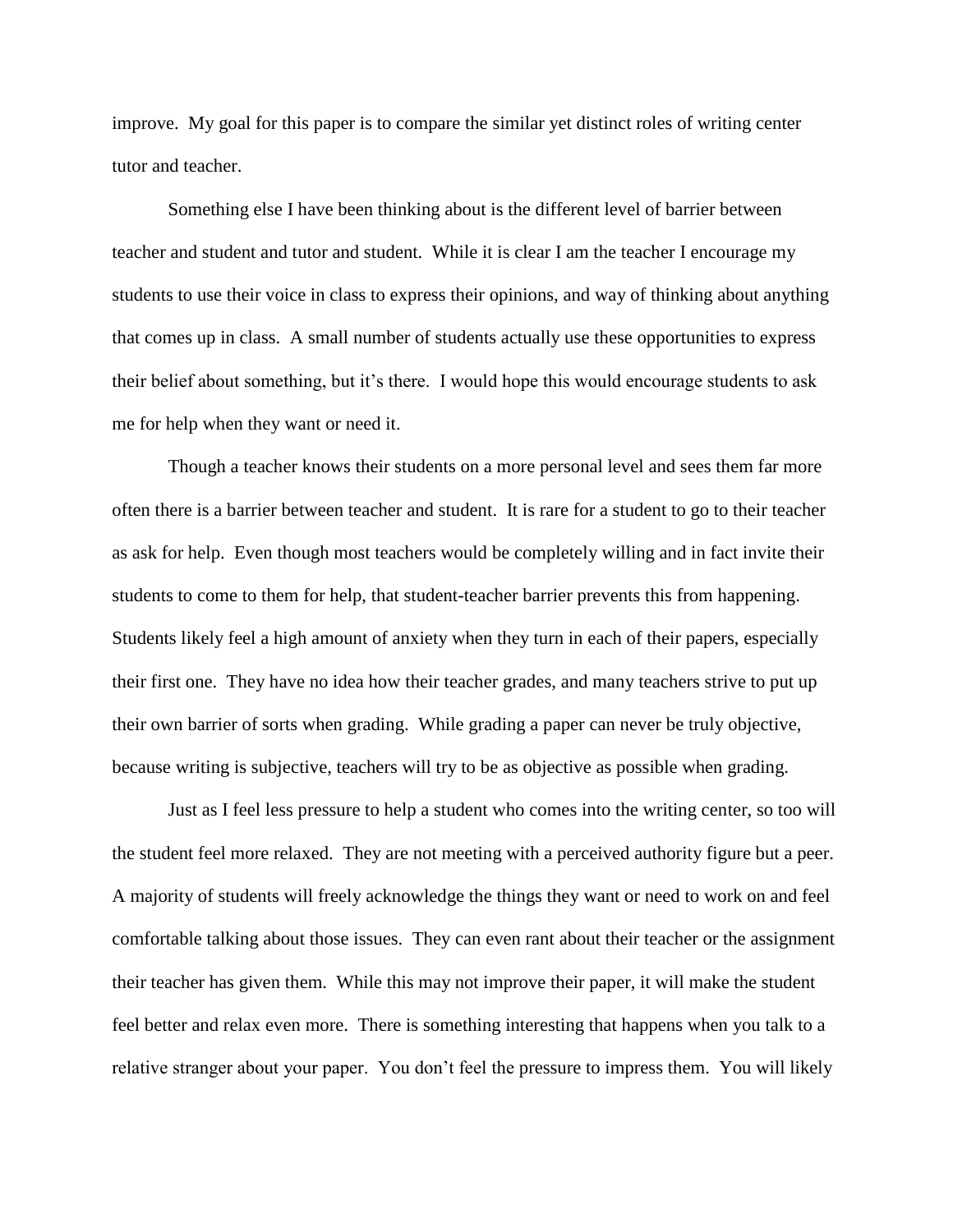improve. My goal for this paper is to compare the similar yet distinct roles of writing center tutor and teacher.

Something else I have been thinking about is the different level of barrier between teacher and student and tutor and student. While it is clear I am the teacher I encourage my students to use their voice in class to express their opinions, and way of thinking about anything that comes up in class. A small number of students actually use these opportunities to express their belief about something, but it's there. I would hope this would encourage students to ask me for help when they want or need it.

Though a teacher knows their students on a more personal level and sees them far more often there is a barrier between teacher and student. It is rare for a student to go to their teacher as ask for help. Even though most teachers would be completely willing and in fact invite their students to come to them for help, that student-teacher barrier prevents this from happening. Students likely feel a high amount of anxiety when they turn in each of their papers, especially their first one. They have no idea how their teacher grades, and many teachers strive to put up their own barrier of sorts when grading. While grading a paper can never be truly objective, because writing is subjective, teachers will try to be as objective as possible when grading.

Just as I feel less pressure to help a student who comes into the writing center, so too will the student feel more relaxed. They are not meeting with a perceived authority figure but a peer. A majority of students will freely acknowledge the things they want or need to work on and feel comfortable talking about those issues. They can even rant about their teacher or the assignment their teacher has given them. While this may not improve their paper, it will make the student feel better and relax even more. There is something interesting that happens when you talk to a relative stranger about your paper. You don't feel the pressure to impress them. You will likely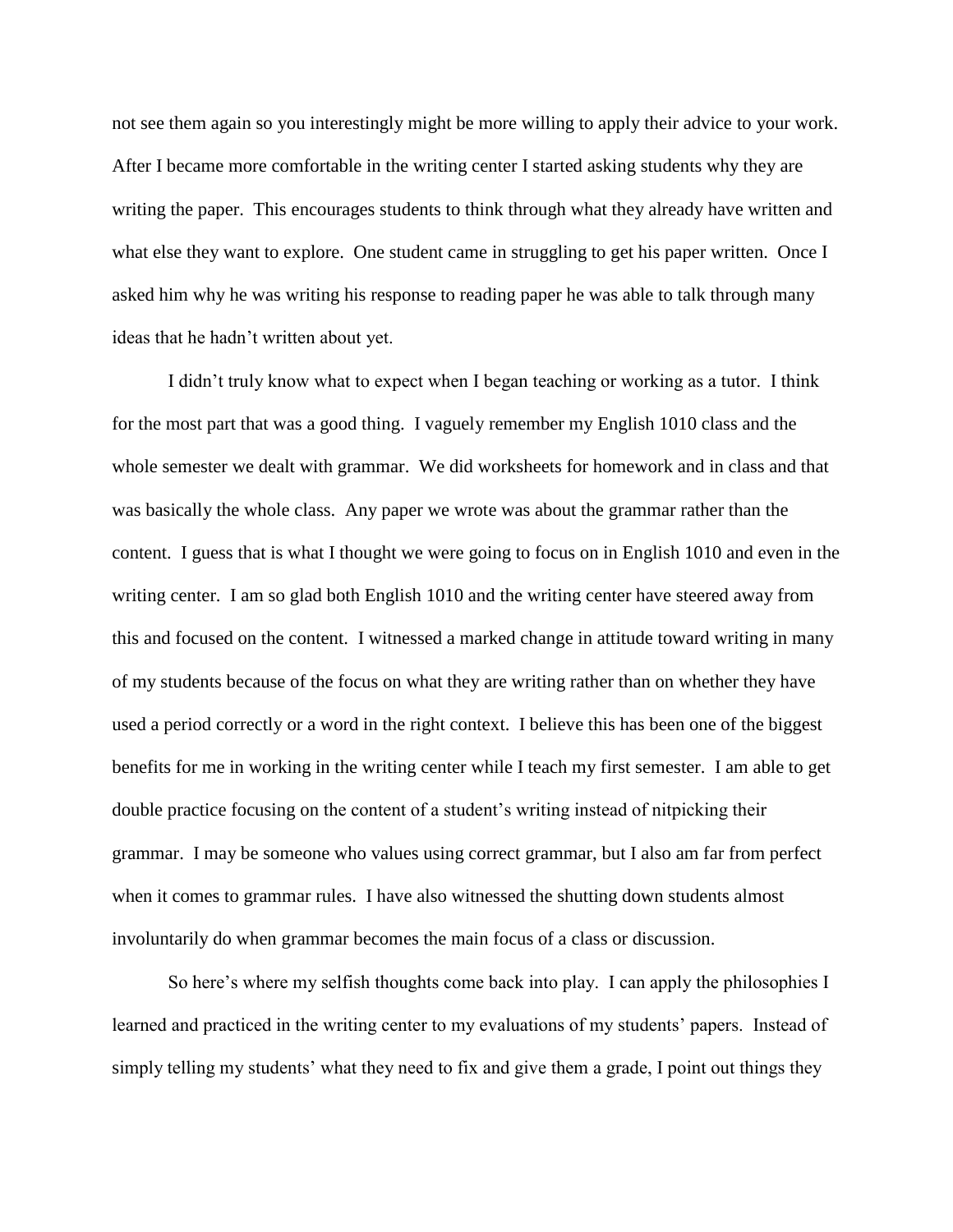not see them again so you interestingly might be more willing to apply their advice to your work. After I became more comfortable in the writing center I started asking students why they are writing the paper. This encourages students to think through what they already have written and what else they want to explore. One student came in struggling to get his paper written. Once I asked him why he was writing his response to reading paper he was able to talk through many ideas that he hadn't written about yet.

I didn't truly know what to expect when I began teaching or working as a tutor. I think for the most part that was a good thing. I vaguely remember my English 1010 class and the whole semester we dealt with grammar. We did worksheets for homework and in class and that was basically the whole class. Any paper we wrote was about the grammar rather than the content. I guess that is what I thought we were going to focus on in English 1010 and even in the writing center. I am so glad both English 1010 and the writing center have steered away from this and focused on the content. I witnessed a marked change in attitude toward writing in many of my students because of the focus on what they are writing rather than on whether they have used a period correctly or a word in the right context. I believe this has been one of the biggest benefits for me in working in the writing center while I teach my first semester. I am able to get double practice focusing on the content of a student's writing instead of nitpicking their grammar. I may be someone who values using correct grammar, but I also am far from perfect when it comes to grammar rules. I have also witnessed the shutting down students almost involuntarily do when grammar becomes the main focus of a class or discussion.

So here's where my selfish thoughts come back into play. I can apply the philosophies I learned and practiced in the writing center to my evaluations of my students' papers. Instead of simply telling my students' what they need to fix and give them a grade, I point out things they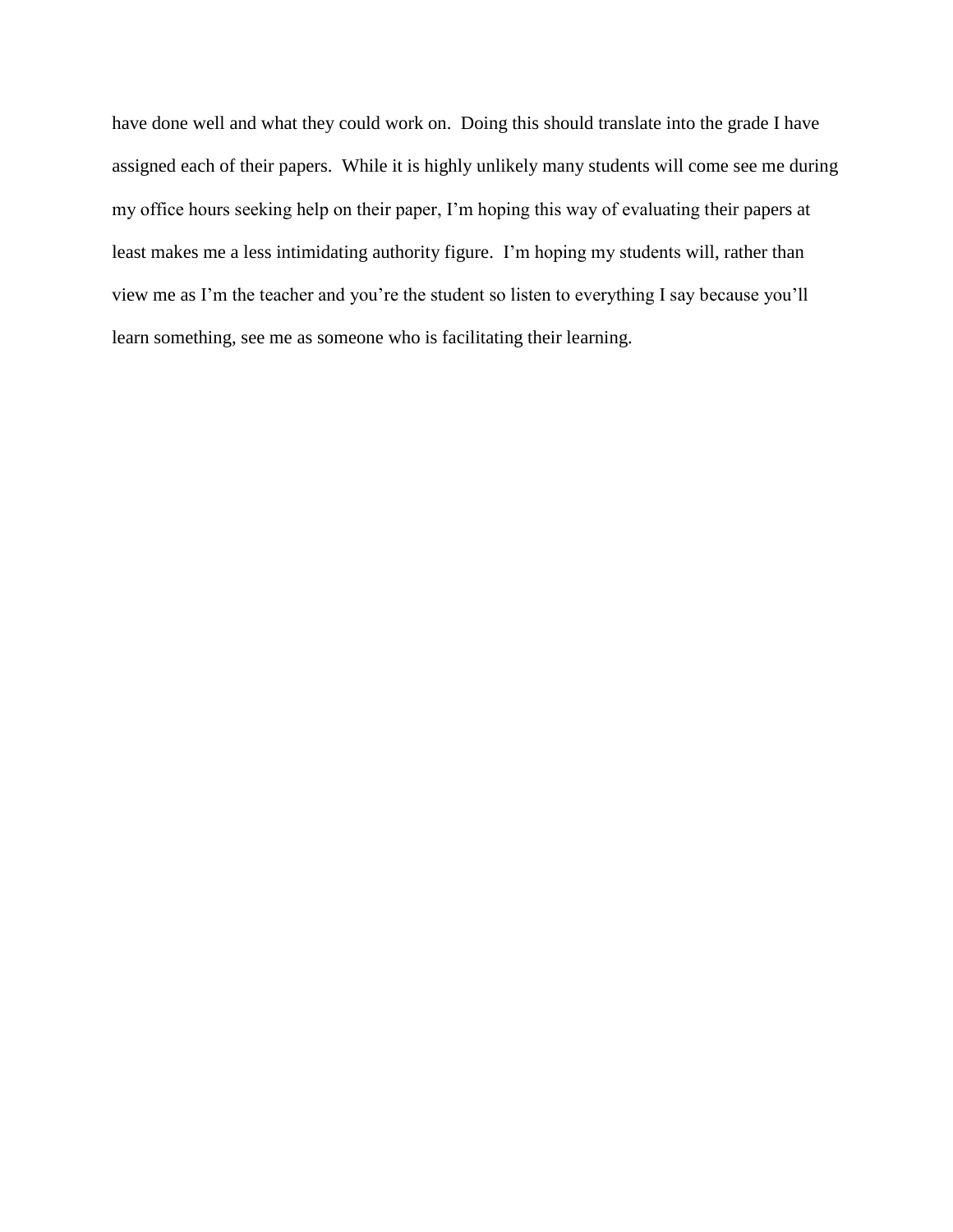have done well and what they could work on. Doing this should translate into the grade I have assigned each of their papers. While it is highly unlikely many students will come see me during my office hours seeking help on their paper, I'm hoping this way of evaluating their papers at least makes me a less intimidating authority figure. I'm hoping my students will, rather than view me as I'm the teacher and you're the student so listen to everything I say because you'll learn something, see me as someone who is facilitating their learning.